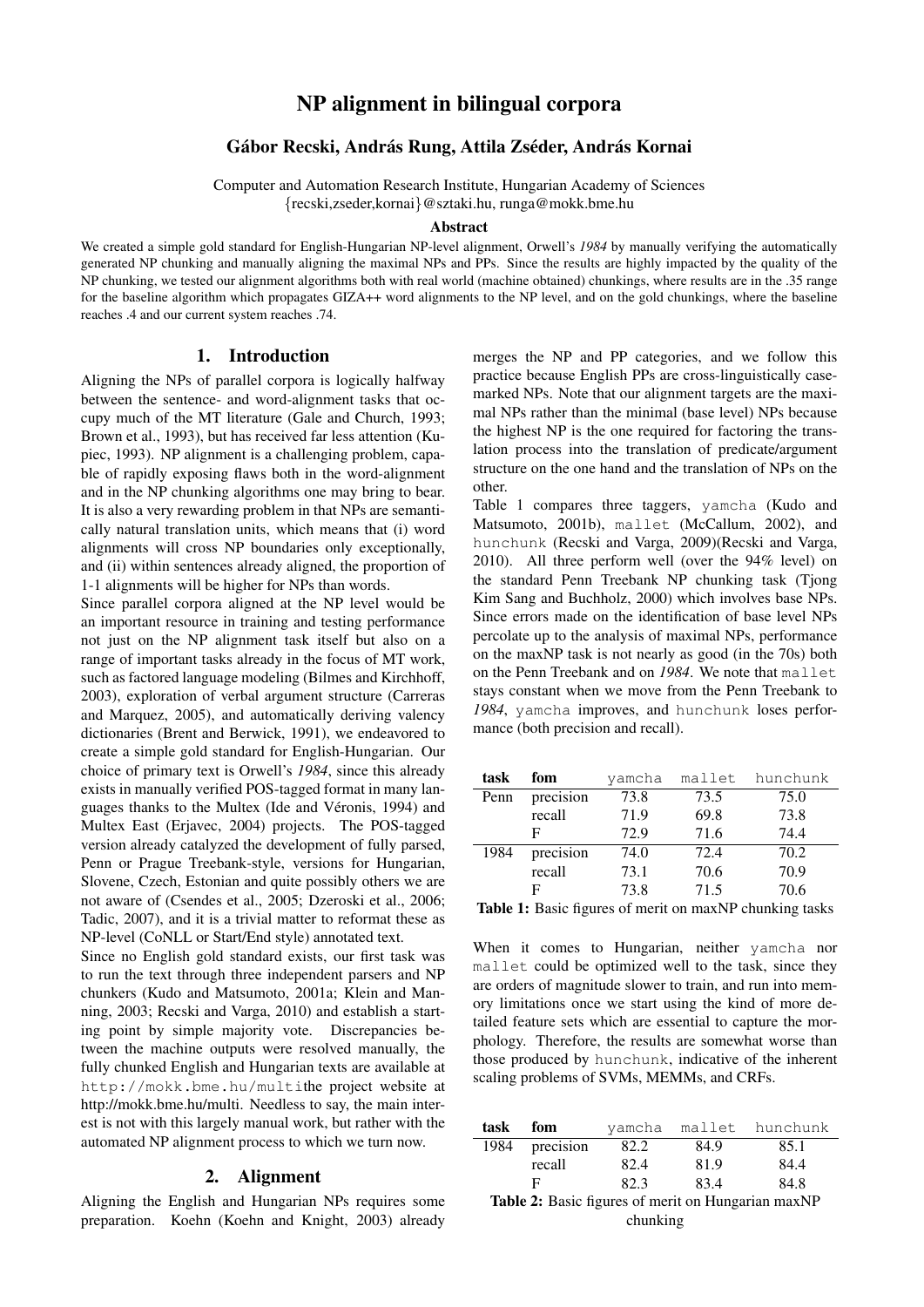# NP alignment in bilingual corpora

**Gábor Recski, András Rung, Attila Zséder, András Kornai**

Computer and Automation Research Institute, Hungarian Academy of Sciences
{recski,zseder,kornai}@sztaki.hu, runga@mokk.bme.hu

**Abstract**

We created a simple gold standard for English-Hungarian NP-level alignment, Orwell's *1984* by manually verifying the automatically generated NP chunking and manually aligning the maximal NPs and PPs. Since the results are highly impacted by the quality of the NP chunking, we tested our alignment algorithms both with real world (machine obtained) chunkings, where results are in the .35 range for the baseline algorithm which propagates GIZA++ word alignments to the NP level, and on the gold chunkings, where the baseline reaches .4 and our current system reaches .74.

## 1. Introduction

Aligning the NPs of parallel corpora is logically halfway between the sentence- and word-alignment tasks that occupy much of the MT literature (Gale and Church, 1993; Brown et al., 1993), but has received far less attention (Kupiec, 1993). NP alignment is a challenging problem, capable of rapidly exposing flaws both in the word-alignment and in the NP chunking algorithms one may bring to bear. It is also a very rewarding problem in that NPs are semantically natural translation units, which means that (i) word alignments will cross NP boundaries only exceptionally, and (ii) within sentences already aligned, the proportion of 1-1 alignments will be higher for NPs than words.

Since parallel corpora aligned at the NP level would be an important resource in training and testing performance not just on the NP alignment task itself but also on a range of important tasks already in the focus of MT work, such as factored language modeling (Bilmes and Kirchhoff, 2003), exploration of verbal argument structure (Carreras and Marquez, 2005), and automatically deriving valency dictionaries (Brent and Berwick, 1991), we endeavored to create a simple gold standard for English-Hungarian. Our choice of primary text is Orwell's *1984*, since this already exists in manually verified POS-tagged format in many languages thanks to the Multex (Ide and Véronis, 1994) and Multex East (Erjavec, 2004) projects. The POS-tagged version already catalyzed the development of fully parsed, Penn or Prague Treebank-style, versions for Hungarian, Slovene, Czech, Estonian and quite possibly others we are not aware of (Csendes et al., 2005; Dzeroski et al., 2006; Tadic, 2007), and it is a trivial matter to reformat these as NP-level (CoNLL or Start/End style) annotated text.

Since no English gold standard exists, our first task was to run the text through three independent parsers and NP chunkers (Kudo and Matsumoto, 2001a; Klein and Manning, 2003; Recski and Varga, 2010) and establish a starting point by simple majority vote. Discrepancies between the machine outputs were resolved manually, the fully chunked English and Hungarian texts are available at `http://mokk.bme.hu/multi`the project website at http://mokk.bme.hu/multi. Needless to say, the main interest is not with this largely manual work, but rather with the automated NP alignment process to which we turn now.

## 2. Alignment

Aligning the English and Hungarian NPs requires some preparation. Koehn (Koehn and Knight, 2003) already merges the NP and PP categories, and we follow this practice because English PPs are cross-linguistically case-marked NPs. Note that our alignment targets are the maximal NPs rather than the minimal (base level) NPs because the highest NP is the one required for factoring the translation process into the translation of predicate/argument structure on the one hand and the translation of NPs on the other.

Table 1 compares three taggers, `yamcha` (Kudo and Matsumoto, 2001b), `mallet` (McCallum, 2002), and `hunchunk` (Recski and Varga, 2009)(Recski and Varga, 2010). All three perform well (over the 94% level) on the standard Penn Treebank NP chunking task (Tjong Kim Sang and Buchholz, 2000) which involves base NPs. Since errors made on the identification of base level NPs percolate up to the analysis of maximal NPs, performance on the maxNP task is not nearly as good (in the 70s) both on the Penn Treebank and on *1984*. We note that `mallet` stays constant when we move from the Penn Treebank to *1984*, `yamcha` improves, and `hunchunk` loses performance (both precision and recall).

| task | fom | `yamcha` | `mallet` | `hunchunk` |
|---|---|---|---|---|
| Penn | precision | 73.8 | 73.5 | 75.0 |
| | recall | 71.9 | 69.8 | 73.8 |
| | F | 72.9 | 71.6 | 74.4 |
| 1984 | precision | 74.0 | 72.4 | 70.2 |
| | recall | 73.1 | 70.6 | 70.9 |
| | F | 73.8 | 71.5 | 70.6 |

**Table 1:** Basic figures of merit on maxNP chunking tasks

When it comes to Hungarian, neither `yamcha` nor `mallet` could be optimized well to the task, since they are orders of magnitude slower to train, and run into memory limitations once we start using the kind of more detailed feature sets which are essential to capture the morphology. Therefore, the results are somewhat worse than those produced by `hunchunk`, indicative of the inherent scaling problems of SVMs, MEMMs, and CRFs.

| task | fom | `yamcha` | `mallet` | `hunchunk` |
|---|---|---|---|---|
| 1984 | precision | 82.2 | 84.9 | 85.1 |
| | recall | 82.4 | 81.9 | 84.4 |
| | F | 82.3 | 83.4 | 84.8 |

**Table 2:** Basic figures of merit on Hungarian maxNP chunking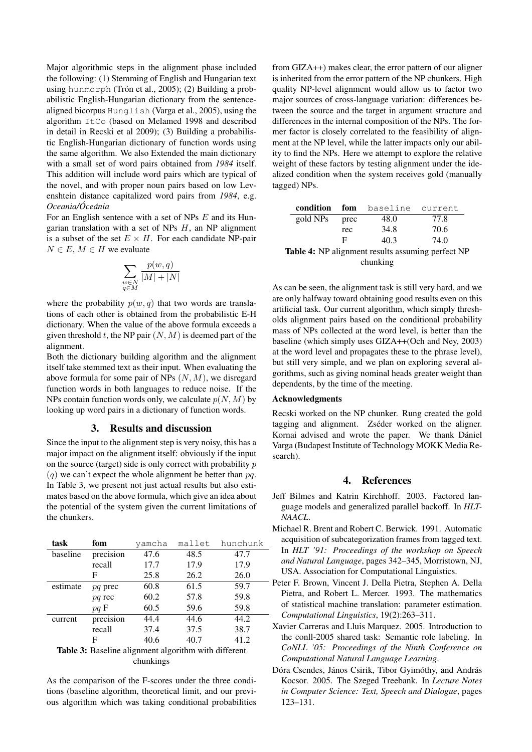Major algorithmic steps in the alignment phase included the following: (1) Stemming of English and Hungarian text using hunmorph (Trón et al., 2005); (2) Building a probabilistic English-Hungarian dictionary from the sentence-aligned bicorpus Hunglish (Varga et al., 2005), using the algorithm ItCo (based on Melamed 1998 and described in detail in Recski et al 2009); (3) Building a probabilistic English-Hungarian dictionary of function words using the same algorithm. We also Extended the main dictionary with a small set of word pairs obtained from *1984* itself. This addition will include word pairs which are typical of the novel, and with proper noun pairs based on low Levenshtein distance capitalized word pairs from *1984*, e.g. *Oceania/Óceánia*

For an English sentence with a set of NPs $E$ and its Hungarian translation with a set of NPs $H$, an NP alignment is a subset of the set $E \times H$. For each candidate NP-pair $N \in E, M \in H$ we evaluate

$$\sum_{\substack{w \in N \\ q \in M}} \frac{p(w,q)}{|M| + |N|}$$

where the probability $p(w, q)$ that two words are translations of each other is obtained from the probabilistic E-H dictionary. When the value of the above formula exceeds a given threshold $t$, the NP pair $(N, M)$ is deemed part of the alignment.

Both the dictionary building algorithm and the alignment itself take stemmed text as their input. When evaluating the above formula for some pair of NPs $(N, M)$, we disregard function words in both languages to reduce noise. If the NPs contain function words only, we calculate $p(N, M)$ by looking up word pairs in a dictionary of function words.

## 3. Results and discussion

Since the input to the alignment step is very noisy, this has a major impact on the alignment itself: obviously if the input on the source (target) side is only correct with probability $p$ ($q$) we can't expect the whole alignment be better than $pq$. In Table 3, we present not just actual results but also estimates based on the above formula, which give an idea about the potential of the system given the current limitations of the chunkers.

| task | fom | yamcha | mallet | hunchunk |
|---|---|---|---|---|
| baseline | precision | 47.6 | 48.5 | 47.7 |
| | recall | 17.7 | 17.9 | 17.9 |
| | F | 25.8 | 26.2 | 26.0 |
| estimate | $pq$ prec | 60.8 | 61.5 | 59.7 |
| | $pq$ rec | 60.2 | 57.8 | 59.8 |
| | $pq$ F | 60.5 | 59.6 | 59.8 |
| current | precision | 44.4 | 44.6 | 44.2 |
| | recall | 37.4 | 37.5 | 38.7 |
| | F | 40.6 | 40.7 | 41.2 |

**Table 3:** Baseline alignment algorithm with different chunkings

As the comparison of the F-scores under the three conditions (baseline algorithm, theoretical limit, and our previous algorithm which was taking conditional probabilities from GIZA++) makes clear, the error pattern of our aligner is inherited from the error pattern of the NP chunkers. High quality NP-level alignment would allow us to factor two major sources of cross-language variation: differences between the source and the target in argument structure and differences in the internal composition of the NPs. The former factor is closely correlated to the feasibility of alignment at the NP level, while the latter impacts only our ability to find the NPs. Here we attempt to explore the relative weight of these factors by testing alignment under the idealized condition when the system receives gold (manually tagged) NPs.

| condition | fom | baseline | current |
|---|---|---|---|
| gold NPs | prec | 48.0 | 77.8 |
| | rec | 34.8 | 70.6 |
| | F | 40.3 | 74.0 |

**Table 4:** NP alignment results assuming perfect NP chunking

As can be seen, the alignment task is still very hard, and we are only halfway toward obtaining good results even on this artificial task. Our current algorithm, which simply thresholds alignment pairs based on the conditional probability mass of NPs collected at the word level, is better than the baseline (which simply uses GIZA++(Och and Ney, 2003) at the word level and propagates these to the phrase level), but still very simple, and we plan on exploring several algorithms, such as giving nominal heads greater weight than dependents, by the time of the meeting.

#### Acknowledgments

Recski worked on the NP chunker. Rung created the gold tagging and alignment. Zséder worked on the aligner. Kornai advised and wrote the paper. We thank Dániel Varga (Budapest Institute of Technology MOKK Media Research).

## 4. References

Jeff Bilmes and Katrin Kirchhoff. 2003. Factored language models and generalized parallel backoff. In *HLT-NAACL*.

Michael R. Brent and Robert C. Berwick. 1991. Automatic acquisition of subcategorization frames from tagged text. In *HLT '91: Proceedings of the workshop on Speech and Natural Language*, pages 342–345, Morristown, NJ, USA. Association for Computational Linguistics.

Peter F. Brown, Vincent J. Della Pietra, Stephen A. Della Pietra, and Robert L. Mercer. 1993. The mathematics of statistical machine translation: parameter estimation. *Computational Linguistics*, 19(2):263–311.

Xavier Carreras and Lluis Marquez. 2005. Introduction to the conll-2005 shared task: Semantic role labeling. In *CoNLL '05: Proceedings of the Ninth Conference on Computational Natural Language Learning*.

Dóra Csendes, János Csirik, Tibor Gyimóthy, and András Kocsor. 2005. The Szeged Treebank. In *Lecture Notes in Computer Science: Text, Speech and Dialogue*, pages 123–131.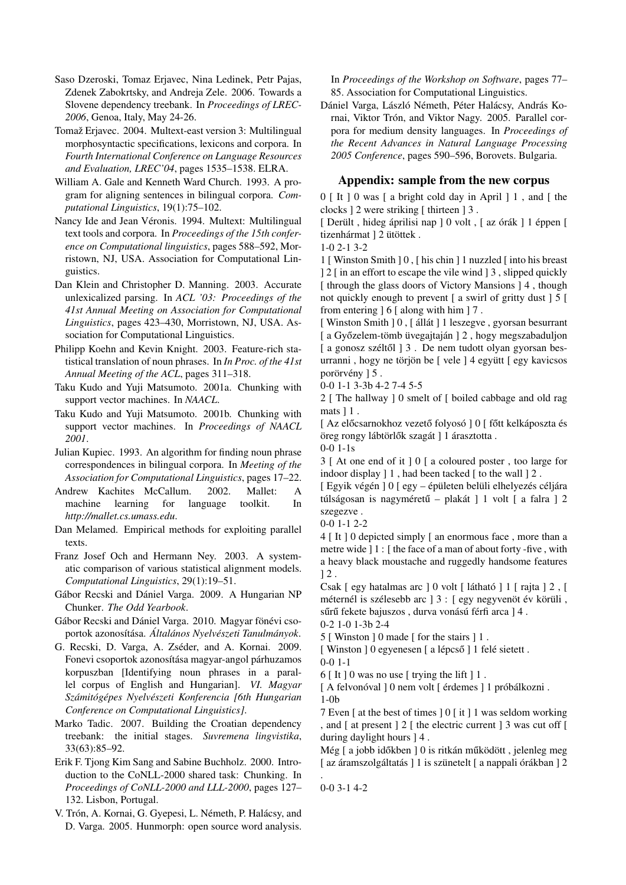Saso Dzeroski, Tomaz Erjavec, Nina Ledinek, Petr Pajas, Zdenek Zabokrtsky, and Andreja Zele. 2006. Towards a Slovene dependency treebank. In *Proceedings of LREC-2006*, Genoa, Italy, May 24-26.

Tomaž Erjavec. 2004. Multext-east version 3: Multilingual morphosyntactic specifications, lexicons and corpora. In *Fourth International Conference on Language Resources and Evaluation, LREC'04*, pages 1535–1538. ELRA.

William A. Gale and Kenneth Ward Church. 1993. A program for aligning sentences in bilingual corpora. *Computational Linguistics*, 19(1):75–102.

Nancy Ide and Jean Véronis. 1994. Multext: Multilingual text tools and corpora. In *Proceedings of the 15th conference on Computational linguistics*, pages 588–592, Morristown, NJ, USA. Association for Computational Linguistics.

Dan Klein and Christopher D. Manning. 2003. Accurate unlexicalized parsing. In *ACL '03: Proceedings of the 41st Annual Meeting on Association for Computational Linguistics*, pages 423–430, Morristown, NJ, USA. Association for Computational Linguistics.

Philipp Koehn and Kevin Knight. 2003. Feature-rich statistical translation of noun phrases. In *In Proc. of the 41st Annual Meeting of the ACL*, pages 311–318.

Taku Kudo and Yuji Matsumoto. 2001a. Chunking with support vector machines. In *NAACL*.

Taku Kudo and Yuji Matsumoto. 2001b. Chunking with support vector machines. In *Proceedings of NAACL 2001*.

Julian Kupiec. 1993. An algorithm for finding noun phrase correspondences in bilingual corpora. In *Meeting of the Association for Computational Linguistics*, pages 17–22.

Andrew Kachites McCallum. 2002. Mallet: A machine learning for language toolkit. In *http://mallet.cs.umass.edu*.

Dan Melamed. Empirical methods for exploiting parallel texts.

Franz Josef Och and Hermann Ney. 2003. A systematic comparison of various statistical alignment models. *Computational Linguistics*, 29(1):19–51.

Gábor Recski and Dániel Varga. 2009. A Hungarian NP Chunker. *The Odd Yearbook*.

Gábor Recski and Dániel Varga. 2010. Magyar fönévi csoportok azonosítása. *Általános Nyelvészeti Tanulmányok*.

G. Recski, D. Varga, A. Zséder, and A. Kornai. 2009. Fonevi csoportok azonosítása magyar-angol párhuzamos korpuszban [Identifying noun phrases in a parallel corpus of English and Hungarian]. *VI. Magyar Számítógépes Nyelvészeti Konferencia [6th Hungarian Conference on Computational Linguistics]*.

Marko Tadic. 2007. Building the Croatian dependency treebank: the initial stages. *Suvremena lingvistika*, 33(63):85–92.

Erik F. Tjong Kim Sang and Sabine Buchholz. 2000. Introduction to the CoNLL-2000 shared task: Chunking. In *Proceedings of CoNLL-2000 and LLL-2000*, pages 127–132. Lisbon, Portugal.

V. Trón, A. Kornai, G. Gyepesi, L. Németh, P. Halácsy, and D. Varga. 2005. Hunmorph: open source word analysis. In *Proceedings of the Workshop on Software*, pages 77–85. Association for Computational Linguistics.

Dániel Varga, László Németh, Péter Halácsy, András Kornai, Viktor Trón, and Viktor Nagy. 2005. Parallel corpora for medium density languages. In *Proceedings of the Recent Advances in Natural Language Processing 2005 Conference*, pages 590–596, Borovets. Bulgaria.

## Appendix: sample from the new corpus

0 [ It ] 0 was [ a bright cold day in April ] 1 , and [ the clocks ] 2 were striking [ thirteen ] 3 .
[ Derült , hideg áprilisi nap ] 0 volt , [ az órák ] 1 éppen [ tizenhármat ] 2 ütöttek .
1-0 2-1 3-2

1 [ Winston Smith ] 0 , [ his chin ] 1 nuzzled [ into his breast ] 2 [ in an effort to escape the vile wind ] 3 , slipped quickly [ through the glass doors of Victory Mansions ] 4 , though not quickly enough to prevent [ a swirl of gritty dust ] 5 [ from entering ] 6 [ along with him ] 7 .
[ Winston Smith ] 0 , [ állát ] 1 leszegve , gyorsan besurrant [ a Győzelem-tömb üvegajtaján ] 2 , hogy megszabaduljon [ a gonosz széltől ] 3 . De nem tudott olyan gyorsan besurranni , hogy ne törjön be [ vele ] 4 együtt [ egy kavicsos porörvény ] 5 .
0-0 1-1 3-3b 4-2 7-4 5-5

2 [ The hallway ] 0 smelt of [ boiled cabbage and old rag mats ] 1 .
[ Az előcsarnokhoz vezető folyosó ] 0 [ főtt kelkáposzta és öreg rongy lábtörlők szagát ] 1 árasztotta .
0-0 1-1s

3 [ At one end of it ] 0 [ a coloured poster , too large for indoor display ] 1 , had been tacked [ to the wall ] 2 .
[ Egyik végén ] 0 [ egy – épületen belüli elhelyezés céljára túlságosan is nagyméretű – plakát ] 1 volt [ a falra ] 2 szegezve .
0-0 1-1 2-2

4 [ It ] 0 depicted simply [ an enormous face , more than a metre wide ] 1 : [ the face of a man of about forty -five , with a heavy black moustache and ruggedly handsome features ] 2 .
Csak [ egy hatalmas arc ] 0 volt [ látható ] 1 [ rajta ] 2 , [ méternél is szélesebb arc ] 3 : [ egy negyvenöt év körüli , sűrű fekete bajuszos , durva vonású férfi arca ] 4 .
0-2 1-0 1-3b 2-4

5 [ Winston ] 0 made [ for the stairs ] 1 .
[ Winston ] 0 egyenesen [ a lépcső ] 1 felé sietett .
0-0 1-1

6 [ It ] 0 was no use [ trying the lift ] 1 .
[ A felvonóval ] 0 nem volt [ érdemes ] 1 próbálkozni .
1-0b

7 Even [ at the best of times ] 0 [ it ] 1 was seldom working , and [ at present ] 2 [ the electric current ] 3 was cut off [ during daylight hours ] 4 .
Még [ a jobb időkben ] 0 is ritkán működött , jelenleg meg [ az áramszolgáltatás ] 1 is szünetelt [ a nappali órákban ] 2 .
0-0 3-1 4-2